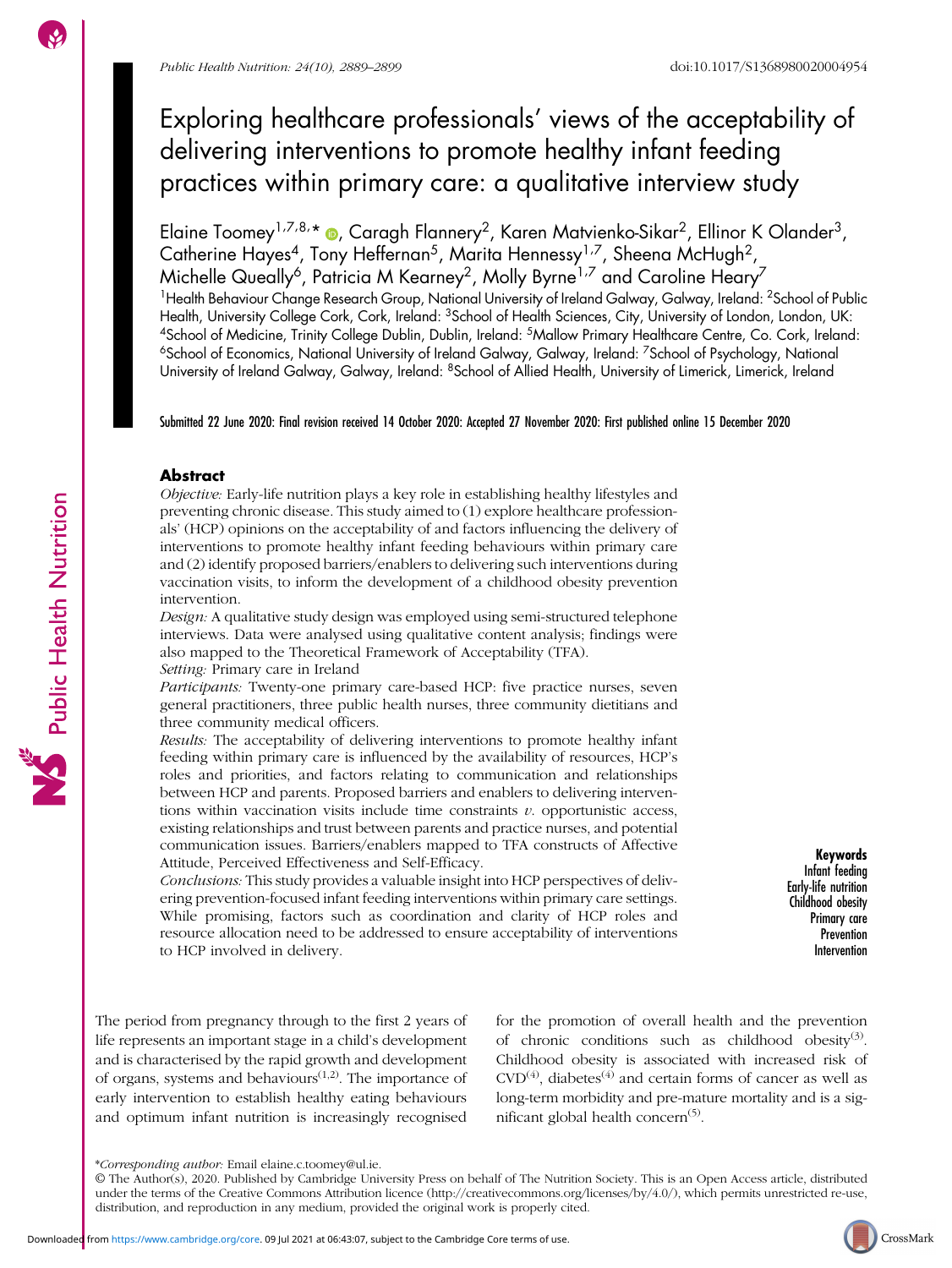# Exploring healthcare professionals' views of the acceptability of delivering interventions to promote healthy infant feeding practices within primary care: a qualitative interview study

Elaine Toomey[1,7,8,*], Caragh Flannery[2], Karen Matvienko-Sikar[2], Ellinor K Olander[3], Catherine Hayes[4], Tony Heffernan[5], Marita Hennessy[1,7], Sheena McHugh[2], Michelle Queally[6], Patricia M Kearney[2], Molly Byrne[1,7] and Caroline Heary[7]

[1]Health Behaviour Change Research Group, National University of Ireland Galway, Galway, Ireland: [2]School of Public Health, University College Cork, Cork, Ireland: [3]School of Health Sciences, City, University of London, London, UK: [4]School of Medicine, Trinity College Dublin, Dublin, Ireland: [5]Mallow Primary Healthcare Centre, Co. Cork, Ireland: [6]School of Economics, National University of Ireland Galway, Galway, Ireland: [7]School of Psychology, National University of Ireland Galway, Galway, Ireland: [8]School of Allied Health, University of Limerick, Limerick, Ireland

**Submitted 22 June 2020: Final revision received 14 October 2020: Accepted 27 November 2020: First published online 15 December 2020**

## Abstract

*Objective:* Early-life nutrition plays a key role in establishing healthy lifestyles and preventing chronic disease. This study aimed to (1) explore healthcare professionals' (HCP) opinions on the acceptability of and factors influencing the delivery of interventions to promote healthy infant feeding behaviours within primary care and (2) identify proposed barriers/enablers to delivering such interventions during vaccination visits, to inform the development of a childhood obesity prevention intervention.

*Design:* A qualitative study design was employed using semi-structured telephone interviews. Data were analysed using qualitative content analysis; findings were also mapped to the Theoretical Framework of Acceptability (TFA).

*Setting:* Primary care in Ireland

*Participants:* Twenty-one primary care-based HCP: five practice nurses, seven general practitioners, three public health nurses, three community dietitians and three community medical officers.

*Results:* The acceptability of delivering interventions to promote healthy infant feeding within primary care is influenced by the availability of resources, HCP's roles and priorities, and factors relating to communication and relationships between HCP and parents. Proposed barriers and enablers to delivering interventions within vaccination visits include time constraints *v.* opportunistic access, existing relationships and trust between parents and practice nurses, and potential communication issues. Barriers/enablers mapped to TFA constructs of Affective Attitude, Perceived Effectiveness and Self-Efficacy.

*Conclusions:* This study provides a valuable insight into HCP perspectives of delivering prevention-focused infant feeding interventions within primary care settings. While promising, factors such as coordination and clarity of HCP roles and resource allocation need to be addressed to ensure acceptability of interventions to HCP involved in delivery.

**Keywords**
Infant feeding
Early-life nutrition
Childhood obesity
Primary care
Prevention
Intervention

The period from pregnancy through to the first 2 years of life represents an important stage in a child's development and is characterised by the rapid growth and development of organs, systems and behaviours[1,2]. The importance of early intervention to establish healthy eating behaviours and optimum infant nutrition is increasingly recognised for the promotion of overall health and the prevention of chronic conditions such as childhood obesity[3]. Childhood obesity is associated with increased risk of CVD[4], diabetes[4] and certain forms of cancer as well as long-term morbidity and pre-mature mortality and is a significant global health concern[5].

*Corresponding author: Email elaine.c.toomey@ul.ie.

© The Author(s), 2020. Published by Cambridge University Press on behalf of The Nutrition Society. This is an Open Access article, distributed under the terms of the Creative Commons Attribution licence (http://creativecommons.org/licenses/by/4.0/), which permits unrestricted re-use, distribution, and reproduction in any medium, provided the original work is properly cited.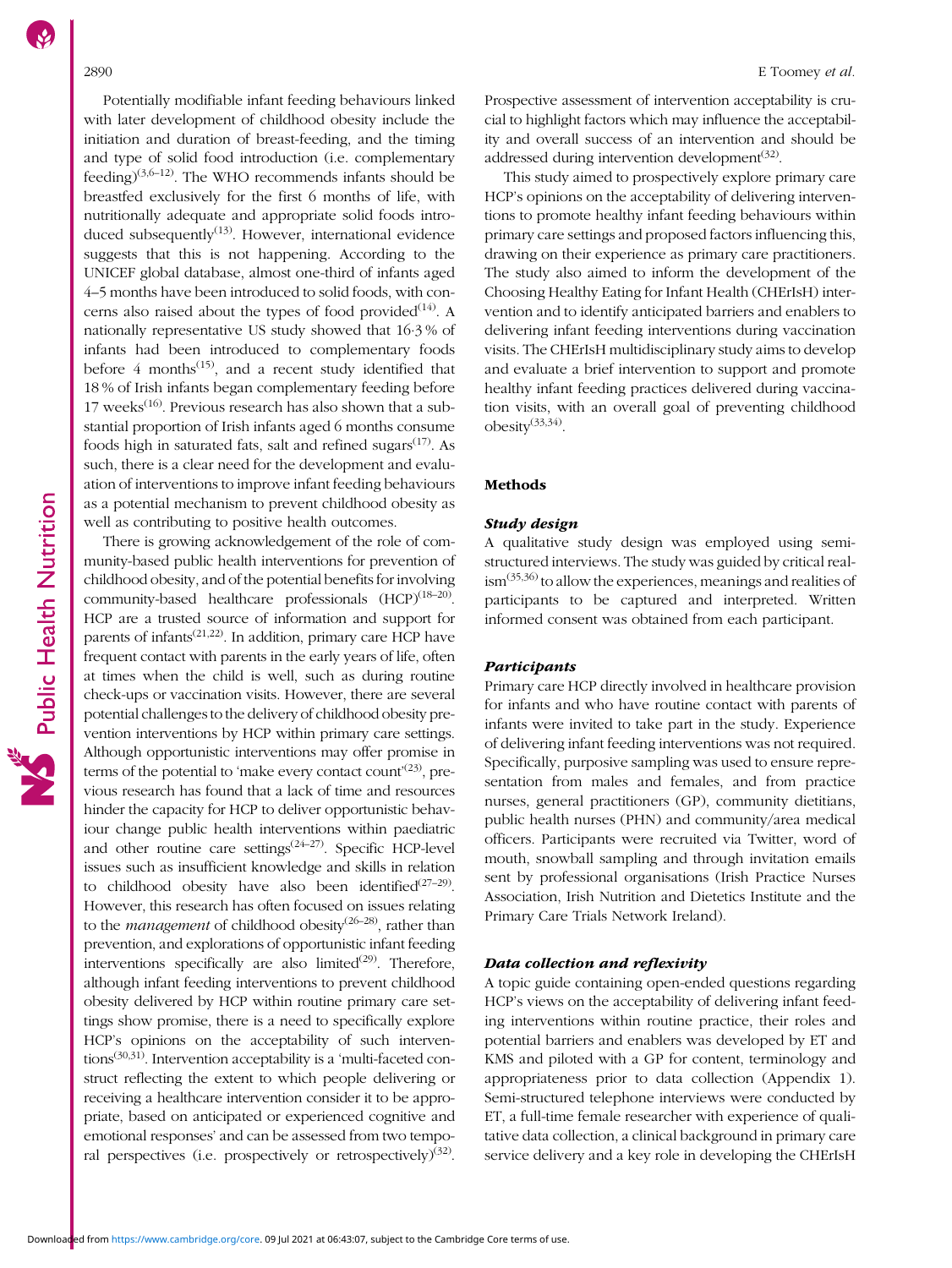Potentially modifiable infant feeding behaviours linked with later development of childhood obesity include the initiation and duration of breast-feeding, and the timing and type of solid food introduction (i.e. complementary feeding)[3,6–12]. The WHO recommends infants should be breastfed exclusively for the first 6 months of life, with nutritionally adequate and appropriate solid foods introduced subsequently[13]. However, international evidence suggests that this is not happening. According to the UNICEF global database, almost one-third of infants aged 4–5 months have been introduced to solid foods, with concerns also raised about the types of food provided[14]. A nationally representative US study showed that 16·3 % of infants had been introduced to complementary foods before 4 months[15], and a recent study identified that 18 % of Irish infants began complementary feeding before 17 weeks[16]. Previous research has also shown that a substantial proportion of Irish infants aged 6 months consume foods high in saturated fats, salt and refined sugars[17]. As such, there is a clear need for the development and evaluation of interventions to improve infant feeding behaviours as a potential mechanism to prevent childhood obesity as well as contributing to positive health outcomes.

There is growing acknowledgement of the role of community-based public health interventions for prevention of childhood obesity, and of the potential benefits for involving community-based healthcare professionals (HCP)[18–20]. HCP are a trusted source of information and support for parents of infants[21,22]. In addition, primary care HCP have frequent contact with parents in the early years of life, often at times when the child is well, such as during routine check-ups or vaccination visits. However, there are several potential challenges to the delivery of childhood obesity prevention interventions by HCP within primary care settings. Although opportunistic interventions may offer promise in terms of the potential to 'make every contact count'[23], previous research has found that a lack of time and resources hinder the capacity for HCP to deliver opportunistic behaviour change public health interventions within paediatric and other routine care settings[24–27]. Specific HCP-level issues such as insufficient knowledge and skills in relation to childhood obesity have also been identified[27–29]. However, this research has often focused on issues relating to the *management* of childhood obesity[26–28], rather than prevention, and explorations of opportunistic infant feeding interventions specifically are also limited[29]. Therefore, although infant feeding interventions to prevent childhood obesity delivered by HCP within routine primary care settings show promise, there is a need to specifically explore HCP's opinions on the acceptability of such interventions[30,31]. Intervention acceptability is a 'multi-faceted construct reflecting the extent to which people delivering or receiving a healthcare intervention consider it to be appropriate, based on anticipated or experienced cognitive and emotional responses' and can be assessed from two temporal perspectives (i.e. prospectively or retrospectively)[32]. Prospective assessment of intervention acceptability is crucial to highlight factors which may influence the acceptability and overall success of an intervention and should be addressed during intervention development[32].

This study aimed to prospectively explore primary care HCP's opinions on the acceptability of delivering interventions to promote healthy infant feeding behaviours within primary care settings and proposed factors influencing this, drawing on their experience as primary care practitioners. The study also aimed to inform the development of the Choosing Healthy Eating for Infant Health (CHErIsH) intervention and to identify anticipated barriers and enablers to delivering infant feeding interventions during vaccination visits. The CHErIsH multidisciplinary study aims to develop and evaluate a brief intervention to support and promote healthy infant feeding practices delivered during vaccination visits, with an overall goal of preventing childhood obesity[33,34].

## Methods

### Study design

A qualitative study design was employed using semi-structured interviews. The study was guided by critical realism[35,36] to allow the experiences, meanings and realities of participants to be captured and interpreted. Written informed consent was obtained from each participant.

### Participants

Primary care HCP directly involved in healthcare provision for infants and who have routine contact with parents of infants were invited to take part in the study. Experience of delivering infant feeding interventions was not required. Specifically, purposive sampling was used to ensure representation from males and females, and from practice nurses, general practitioners (GP), community dietitians, public health nurses (PHN) and community/area medical officers. Participants were recruited via Twitter, word of mouth, snowball sampling and through invitation emails sent by professional organisations (Irish Practice Nurses Association, Irish Nutrition and Dietetics Institute and the Primary Care Trials Network Ireland).

### Data collection and reflexivity

A topic guide containing open-ended questions regarding HCP's views on the acceptability of delivering infant feeding interventions within routine practice, their roles and potential barriers and enablers was developed by ET and KMS and piloted with a GP for content, terminology and appropriateness prior to data collection (Appendix 1). Semi-structured telephone interviews were conducted by ET, a full-time female researcher with experience of qualitative data collection, a clinical background in primary care service delivery and a key role in developing the CHErIsH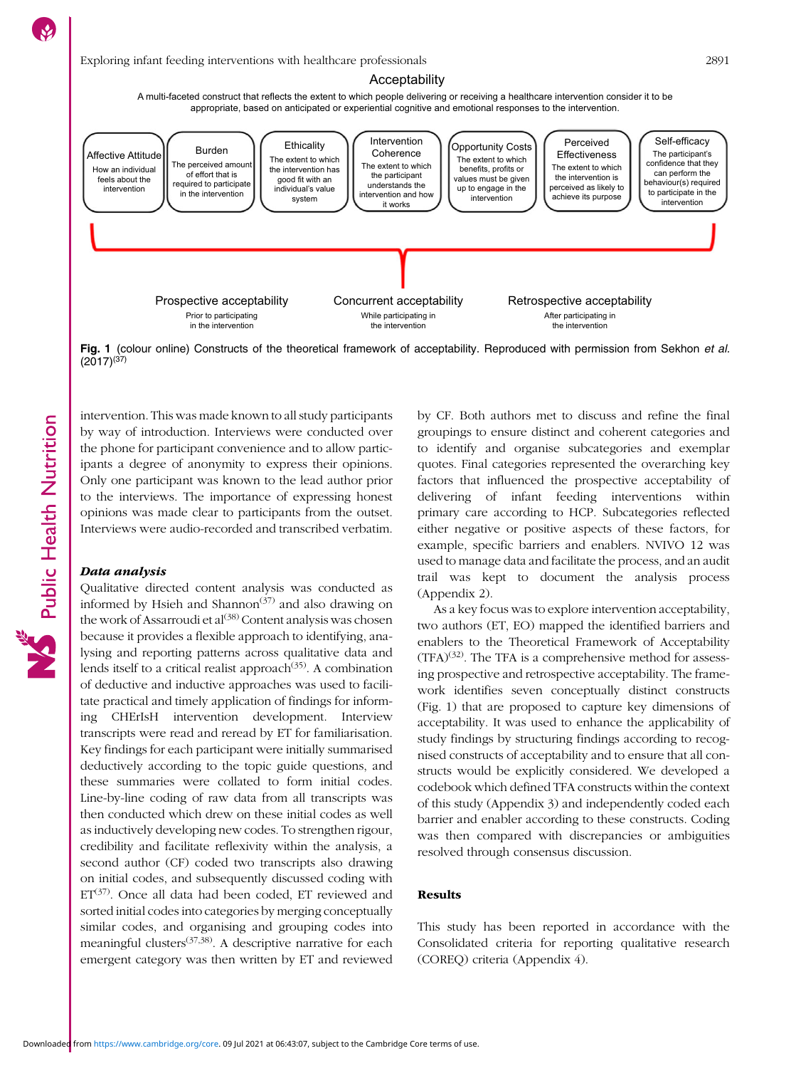Acceptability

A multi-faceted construct that reflects the extent to which people delivering or receiving a healthcare intervention consider it to be appropriate, based on anticipated or experiential cognitive and emotional responses to the intervention.

| Affective Attitude | Burden | Ethicality | Intervention Coherence | Opportunity Costs | Perceived Effectiveness | Self-efficacy |
|---|---|---|---|---|---|---|
| How an individual feels about the intervention | The perceived amount of effort that is required to participate in the intervention | The extent to which the intervention has good fit with an individual's value system | The extent to which the participant understands the intervention and how it works | The extent to which benefits, profits or values must be given up to engage in the intervention | The extent to which the intervention is perceived as likely to achieve its purpose | The participant's confidence that they can perform the behaviour(s) required to participate in the intervention |

| Prospective acceptability | Concurrent acceptability | Retrospective acceptability |
|---|---|---|
| Prior to participating in the intervention | While participating in the intervention | After participating in the intervention |

**Fig. 1** (colour online) Constructs of the theoretical framework of acceptability. Reproduced with permission from Sekhon *et al.* (2017)[37]

intervention. This was made known to all study participants by way of introduction. Interviews were conducted over the phone for participant convenience and to allow participants a degree of anonymity to express their opinions. Only one participant was known to the lead author prior to the interviews. The importance of expressing honest opinions was made clear to participants from the outset. Interviews were audio-recorded and transcribed verbatim.

### *Data analysis*

Qualitative directed content analysis was conducted as informed by Hsieh and Shannon[37] and also drawing on the work of Assarroudi et al[38] Content analysis was chosen because it provides a flexible approach to identifying, analysing and reporting patterns across qualitative data and lends itself to a critical realist approach[35]. A combination of deductive and inductive approaches was used to facilitate practical and timely application of findings for informing CHErIsH intervention development. Interview transcripts were read and reread by ET for familiarisation. Key findings for each participant were initially summarised deductively according to the topic guide questions, and these summaries were collated to form initial codes. Line-by-line coding of raw data from all transcripts was then conducted which drew on these initial codes as well as inductively developing new codes. To strengthen rigour, credibility and facilitate reflexivity within the analysis, a second author (CF) coded two transcripts also drawing on initial codes, and subsequently discussed coding with ET[37]. Once all data had been coded, ET reviewed and sorted initial codes into categories by merging conceptually similar codes, and organising and grouping codes into meaningful clusters[37,38]. A descriptive narrative for each emergent category was then written by ET and reviewed by CF. Both authors met to discuss and refine the final groupings to ensure distinct and coherent categories and to identify and organise subcategories and exemplar quotes. Final categories represented the overarching key factors that influenced the prospective acceptability of delivering of infant feeding interventions within primary care according to HCP. Subcategories reflected either negative or positive aspects of these factors, for example, specific barriers and enablers. NVIVO 12 was used to manage data and facilitate the process, and an audit trail was kept to document the analysis process (Appendix 2).

As a key focus was to explore intervention acceptability, two authors (ET, EO) mapped the identified barriers and enablers to the Theoretical Framework of Acceptability (TFA)[32]. The TFA is a comprehensive method for assessing prospective and retrospective acceptability. The framework identifies seven conceptually distinct constructs (Fig. 1) that are proposed to capture key dimensions of acceptability. It was used to enhance the applicability of study findings by structuring findings according to recognised constructs of acceptability and to ensure that all constructs would be explicitly considered. We developed a codebook which defined TFA constructs within the context of this study (Appendix 3) and independently coded each barrier and enabler according to these constructs. Coding was then compared with discrepancies or ambiguities resolved through consensus discussion.

## Results

This study has been reported in accordance with the Consolidated criteria for reporting qualitative research (COREQ) criteria (Appendix 4).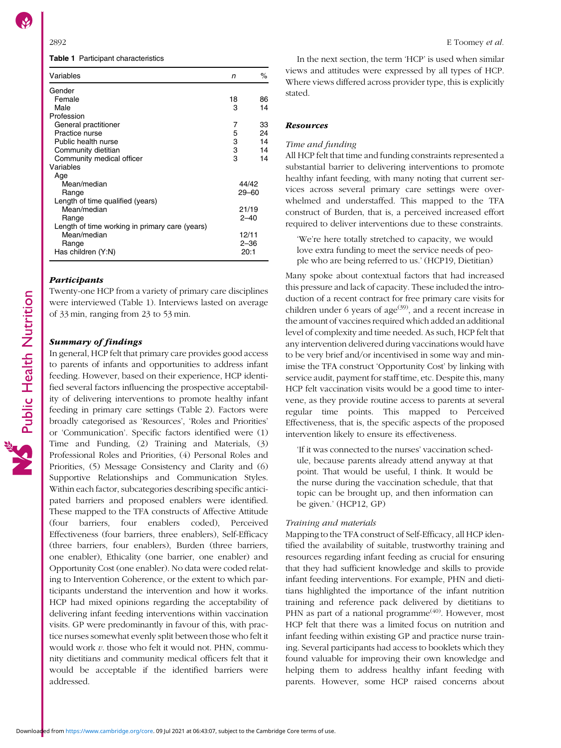**Table 1** Participant characteristics

| Variables | *n* | % |
|---|---|---|
| Gender | | |
| Female | 18 | 86 |
| Male | 3 | 14 |
| Profession | | |
| General practitioner | 7 | 33 |
| Practice nurse | 5 | 24 |
| Public health nurse | 3 | 14 |
| Community dietitian | 3 | 14 |
| Community medical officer | 3 | 14 |
| Variables | | |
| Age | | |
| Mean/median | 44/42 | |
| Range | 29–60 | |
| Length of time qualified (years) | | |
| Mean/median | 21/19 | |
| Range | 2–40 | |
| Length of time working in primary care (years) | | |
| Mean/median | 12/11 | |
| Range | 2–36 | |
| Has children (Y:N) | 20:1 | |

### Participants

Twenty-one HCP from a variety of primary care disciplines were interviewed (Table 1). Interviews lasted on average of 33 min, ranging from 23 to 53 min.

### Summary of findings

In general, HCP felt that primary care provides good access to parents of infants and opportunities to address infant feeding. However, based on their experience, HCP identified several factors influencing the prospective acceptability of delivering interventions to promote healthy infant feeding in primary care settings (Table 2). Factors were broadly categorised as 'Resources', 'Roles and Priorities' or 'Communication'. Specific factors identified were (1) Time and Funding, (2) Training and Materials, (3) Professional Roles and Priorities, (4) Personal Roles and Priorities, (5) Message Consistency and Clarity and (6) Supportive Relationships and Communication Styles. Within each factor, subcategories describing specific anticipated barriers and proposed enablers were identified. These mapped to the TFA constructs of Affective Attitude (four barriers, four enablers coded), Perceived Effectiveness (four barriers, three enablers), Self-Efficacy (three barriers, four enablers), Burden (three barriers, one enabler), Ethicality (one barrier, one enabler) and Opportunity Cost (one enabler). No data were coded relating to Intervention Coherence, or the extent to which participants understand the intervention and how it works. HCP had mixed opinions regarding the acceptability of delivering infant feeding interventions within vaccination visits. GP were predominantly in favour of this, with practice nurses somewhat evenly split between those who felt it would work *v.* those who felt it would not. PHN, community dietitians and community medical officers felt that it would be acceptable if the identified barriers were addressed.

In the next section, the term 'HCP' is used when similar views and attitudes were expressed by all types of HCP. Where views differed across provider type, this is explicitly stated.

### Resources

#### Time and funding

All HCP felt that time and funding constraints represented a substantial barrier to delivering interventions to promote healthy infant feeding, with many noting that current services across several primary care settings were overwhelmed and understaffed. This mapped to the TFA construct of Burden, that is, a perceived increased effort required to deliver interventions due to these constraints.

> 'We're here totally stretched to capacity, we would love extra funding to meet the service needs of people who are being referred to us.' (HCP19, Dietitian)

Many spoke about contextual factors that had increased this pressure and lack of capacity. These included the introduction of a recent contract for free primary care visits for children under 6 years of age[39], and a recent increase in the amount of vaccines required which added an additional level of complexity and time needed. As such, HCP felt that any intervention delivered during vaccinations would have to be very brief and/or incentivised in some way and minimise the TFA construct 'Opportunity Cost' by linking with service audit, payment for staff time, etc. Despite this, many HCP felt vaccination visits would be a good time to intervene, as they provide routine access to parents at several regular time points. This mapped to Perceived Effectiveness, that is, the specific aspects of the proposed intervention likely to ensure its effectiveness.

> 'If it was connected to the nurses' vaccination schedule, because parents already attend anyway at that point. That would be useful, I think. It would be the nurse during the vaccination schedule, that that topic can be brought up, and then information can be given.' (HCP12, GP)

#### Training and materials

Mapping to the TFA construct of Self-Efficacy, all HCP identified the availability of suitable, trustworthy training and resources regarding infant feeding as crucial for ensuring that they had sufficient knowledge and skills to provide infant feeding interventions. For example, PHN and dietitians highlighted the importance of the infant nutrition training and reference pack delivered by dietitians to PHN as part of a national programme[40]. However, most HCP felt that there was a limited focus on nutrition and infant feeding within existing GP and practice nurse training. Several participants had access to booklets which they found valuable for improving their own knowledge and helping them to address healthy infant feeding with parents. However, some HCP raised concerns about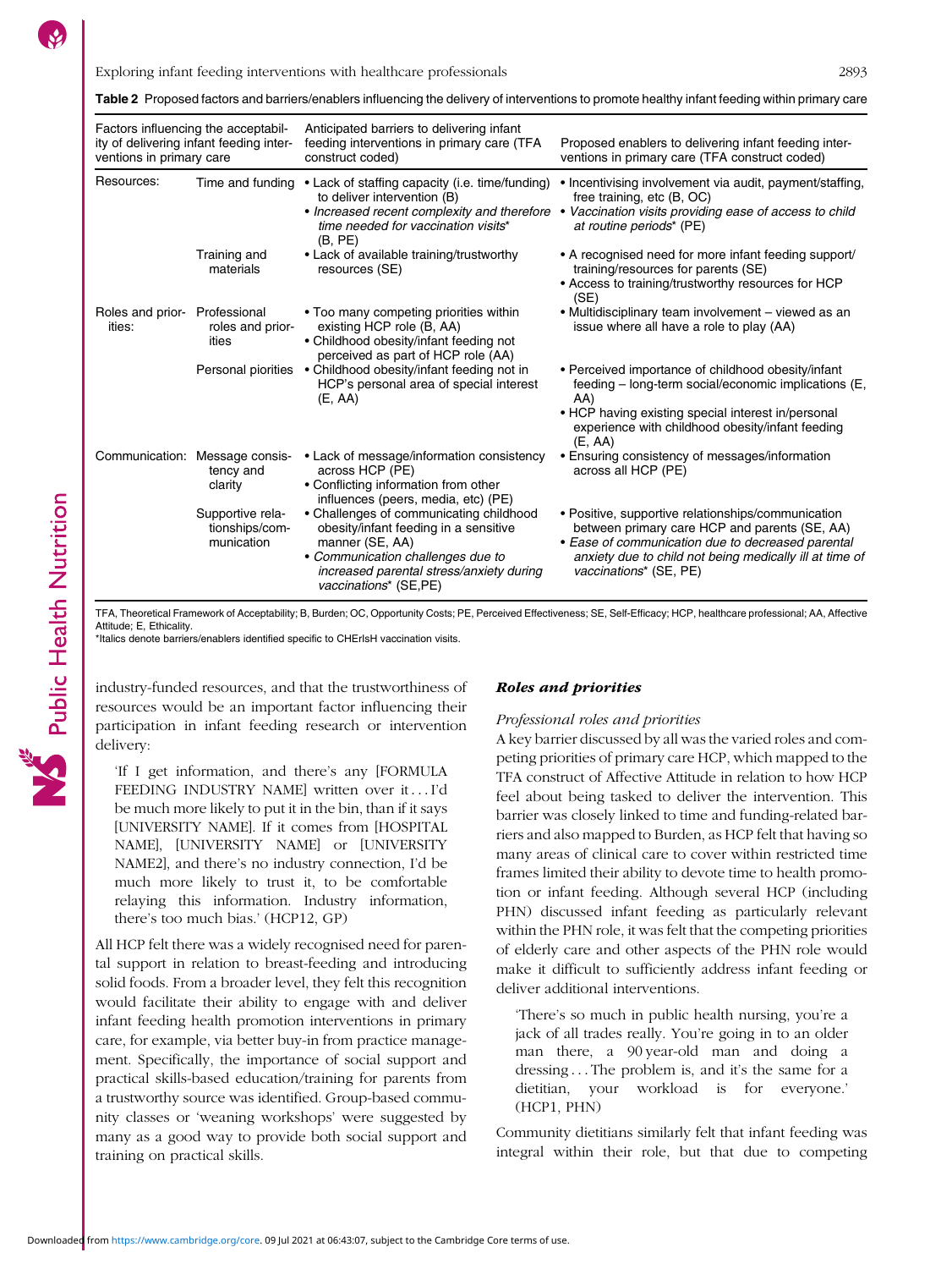**Table 2** Proposed factors and barriers/enablers influencing the delivery of interventions to promote healthy infant feeding within primary care

| Factors influencing the acceptability of delivering infant feeding interventions in primary care | | Anticipated barriers to delivering infant feeding interventions in primary care (TFA construct coded) | Proposed enablers to delivering infant feeding interventions in primary care (TFA construct coded) |
|---|---|---|---|
| Resources: | Time and funding | • Lack of staffing capacity (i.e. time/funding) to deliver intervention (B)<br>• *Increased recent complexity and therefore time needed for vaccination visits** (B, PE) | • Incentivising involvement via audit, payment/staffing, free training, etc (B, OC)<br>• *Vaccination visits providing ease of access to child at routine periods** (PE) |
| | Training and materials | • Lack of available training/trustworthy resources (SE) | • A recognised need for more infant feeding support/ training/resources for parents (SE)<br>• Access to training/trustworthy resources for HCP (SE) |
| Roles and priorities: | Professional roles and priorities | • Too many competing priorities within existing HCP role (B, AA)<br>• Childhood obesity/infant feeding not perceived as part of HCP role (AA) | • Multidisciplinary team involvement – viewed as an issue where all have a role to play (AA) |
| | Personal piorities | • Childhood obesity/infant feeding not in HCP's personal area of special interest (E, AA) | • Perceived importance of childhood obesity/infant feeding – long-term social/economic implications (E, AA)<br>• HCP having existing special interest in/personal experience with childhood obesity/infant feeding (E, AA) |
| Communication: | Message consistency and clarity | • Lack of message/information consistency across HCP (PE)<br>• Conflicting information from other influences (peers, media, etc) (PE) | • Ensuring consistency of messages/information across all HCP (PE) |
| | Supportive relationships/communication | • Challenges of communicating childhood obesity/infant feeding in a sensitive manner (SE, AA)<br>• *Communication challenges due to increased parental stress/anxiety during vaccinations** (SE,PE) | • Positive, supportive relationships/communication between primary care HCP and parents (SE, AA)<br>• *Ease of communication due to decreased parental anxiety due to child not being medically ill at time of vaccinations** (SE, PE) |

TFA, Theoretical Framework of Acceptability; B, Burden; OC, Opportunity Costs; PE, Perceived Effectiveness; SE, Self-Efficacy; HCP, healthcare professional; AA, Affective Attitude; E, Ethicality.
*Italics denote barriers/enablers identified specific to CHErIsH vaccination visits.

industry-funded resources, and that the trustworthiness of resources would be an important factor influencing their participation in infant feeding research or intervention delivery:

> 'If I get information, and there's any [FORMULA FEEDING INDUSTRY NAME] written over it . . . I'd be much more likely to put it in the bin, than if it says [UNIVERSITY NAME]. If it comes from [HOSPITAL NAME], [UNIVERSITY NAME] or [UNIVERSITY NAME2], and there's no industry connection, I'd be much more likely to trust it, to be comfortable relaying this information. Industry information, there's too much bias.' (HCP12, GP)

All HCP felt there was a widely recognised need for parental support in relation to breast-feeding and introducing solid foods. From a broader level, they felt this recognition would facilitate their ability to engage with and deliver infant feeding health promotion interventions in primary care, for example, via better buy-in from practice management. Specifically, the importance of social support and practical skills-based education/training for parents from a trustworthy source was identified. Group-based community classes or 'weaning workshops' were suggested by many as a good way to provide both social support and training on practical skills.

### Roles and priorities

#### *Professional roles and priorities*

A key barrier discussed by all was the varied roles and competing priorities of primary care HCP, which mapped to the TFA construct of Affective Attitude in relation to how HCP feel about being tasked to deliver the intervention. This barrier was closely linked to time and funding-related barriers and also mapped to Burden, as HCP felt that having so many areas of clinical care to cover within restricted time frames limited their ability to devote time to health promotion or infant feeding. Although several HCP (including PHN) discussed infant feeding as particularly relevant within the PHN role, it was felt that the competing priorities of elderly care and other aspects of the PHN role would make it difficult to sufficiently address infant feeding or deliver additional interventions.

> 'There's so much in public health nursing, you're a jack of all trades really. You're going in to an older man there, a 90 year-old man and doing a dressing . . . The problem is, and it's the same for a dietitian, your workload is for everyone.' (HCP1, PHN)

Community dietitians similarly felt that infant feeding was integral within their role, but that due to competing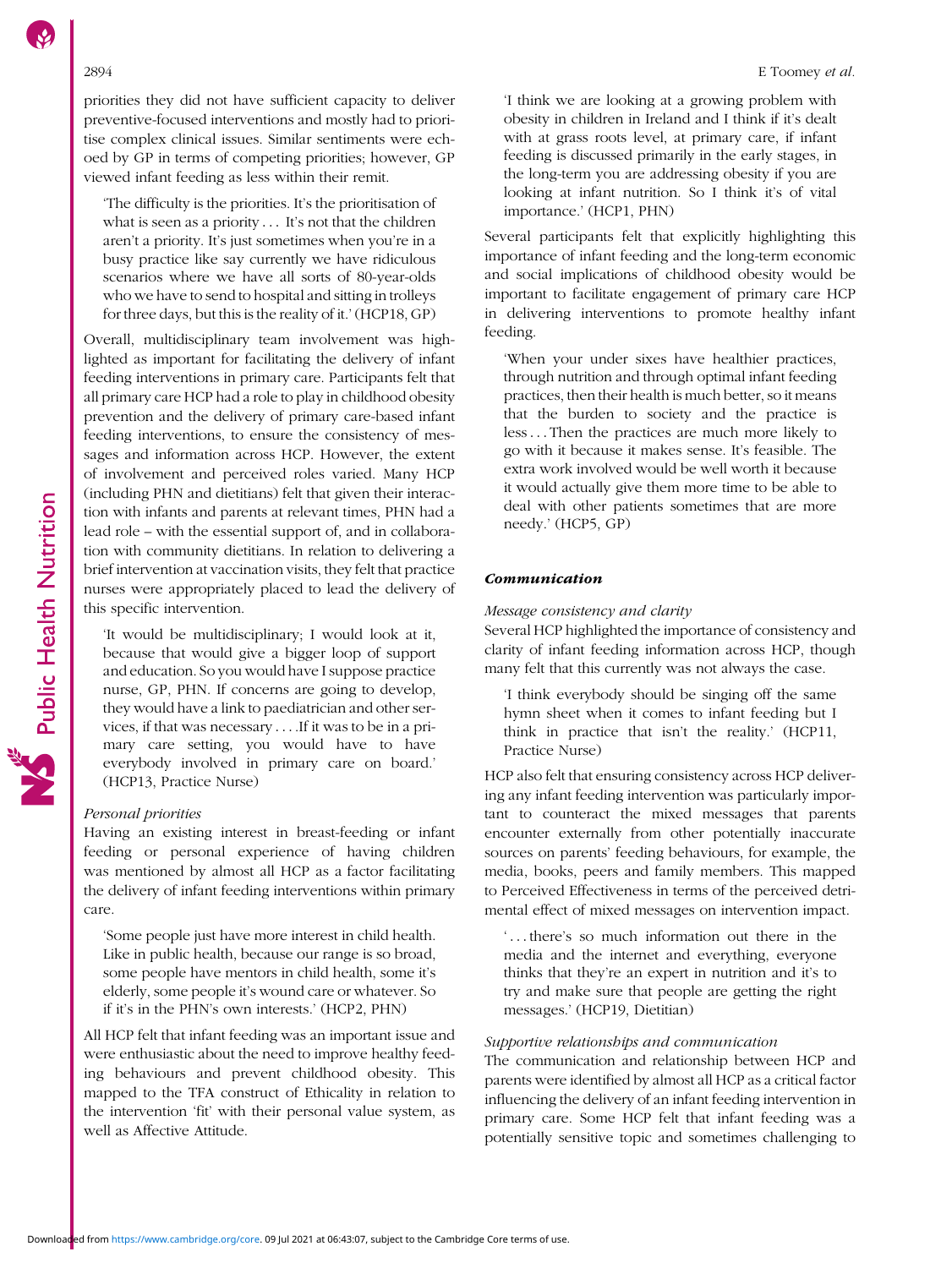priorities they did not have sufficient capacity to deliver preventive-focused interventions and mostly had to prioritise complex clinical issues. Similar sentiments were echoed by GP in terms of competing priorities; however, GP viewed infant feeding as less within their remit.

> 'The difficulty is the priorities. It's the prioritisation of what is seen as a priority . . . It's not that the children aren't a priority. It's just sometimes when you're in a busy practice like say currently we have ridiculous scenarios where we have all sorts of 80-year-olds who we have to send to hospital and sitting in trolleys for three days, but this is the reality of it.' (HCP18, GP)

Overall, multidisciplinary team involvement was highlighted as important for facilitating the delivery of infant feeding interventions in primary care. Participants felt that all primary care HCP had a role to play in childhood obesity prevention and the delivery of primary care-based infant feeding interventions, to ensure the consistency of messages and information across HCP. However, the extent of involvement and perceived roles varied. Many HCP (including PHN and dietitians) felt that given their interaction with infants and parents at relevant times, PHN had a lead role – with the essential support of, and in collaboration with community dietitians. In relation to delivering a brief intervention at vaccination visits, they felt that practice nurses were appropriately placed to lead the delivery of this specific intervention.

> 'It would be multidisciplinary; I would look at it, because that would give a bigger loop of support and education. So you would have I suppose practice nurse, GP, PHN. If concerns are going to develop, they would have a link to paediatrician and other services, if that was necessary . . . .If it was to be in a primary care setting, you would have to have everybody involved in primary care on board.' (HCP13, Practice Nurse)

*Personal priorities*

Having an existing interest in breast-feeding or infant feeding or personal experience of having children was mentioned by almost all HCP as a factor facilitating the delivery of infant feeding interventions within primary care.

> 'Some people just have more interest in child health. Like in public health, because our range is so broad, some people have mentors in child health, some it's elderly, some people it's wound care or whatever. So if it's in the PHN's own interests.' (HCP2, PHN)

All HCP felt that infant feeding was an important issue and were enthusiastic about the need to improve healthy feeding behaviours and prevent childhood obesity. This mapped to the TFA construct of Ethicality in relation to the intervention 'fit' with their personal value system, as well as Affective Attitude.

> 'I think we are looking at a growing problem with obesity in children in Ireland and I think if it's dealt with at grass roots level, at primary care, if infant feeding is discussed primarily in the early stages, in the long-term you are addressing obesity if you are looking at infant nutrition. So I think it's of vital importance.' (HCP1, PHN)

Several participants felt that explicitly highlighting this importance of infant feeding and the long-term economic and social implications of childhood obesity would be important to facilitate engagement of primary care HCP in delivering interventions to promote healthy infant feeding.

> 'When your under sixes have healthier practices, through nutrition and through optimal infant feeding practices, then their health is much better, so it means that the burden to society and the practice is less . . . Then the practices are much more likely to go with it because it makes sense. It's feasible. The extra work involved would be well worth it because it would actually give them more time to be able to deal with other patients sometimes that are more needy.' (HCP5, GP)

### *Communication*

*Message consistency and clarity*

Several HCP highlighted the importance of consistency and clarity of infant feeding information across HCP, though many felt that this currently was not always the case.

> 'I think everybody should be singing off the same hymn sheet when it comes to infant feeding but I think in practice that isn't the reality.' (HCP11, Practice Nurse)

HCP also felt that ensuring consistency across HCP delivering any infant feeding intervention was particularly important to counteract the mixed messages that parents encounter externally from other potentially inaccurate sources on parents' feeding behaviours, for example, the media, books, peers and family members. This mapped to Perceived Effectiveness in terms of the perceived detrimental effect of mixed messages on intervention impact.

> '. . . there's so much information out there in the media and the internet and everything, everyone thinks that they're an expert in nutrition and it's to try and make sure that people are getting the right messages.' (HCP19, Dietitian)

*Supportive relationships and communication*

The communication and relationship between HCP and parents were identified by almost all HCP as a critical factor influencing the delivery of an infant feeding intervention in primary care. Some HCP felt that infant feeding was a potentially sensitive topic and sometimes challenging to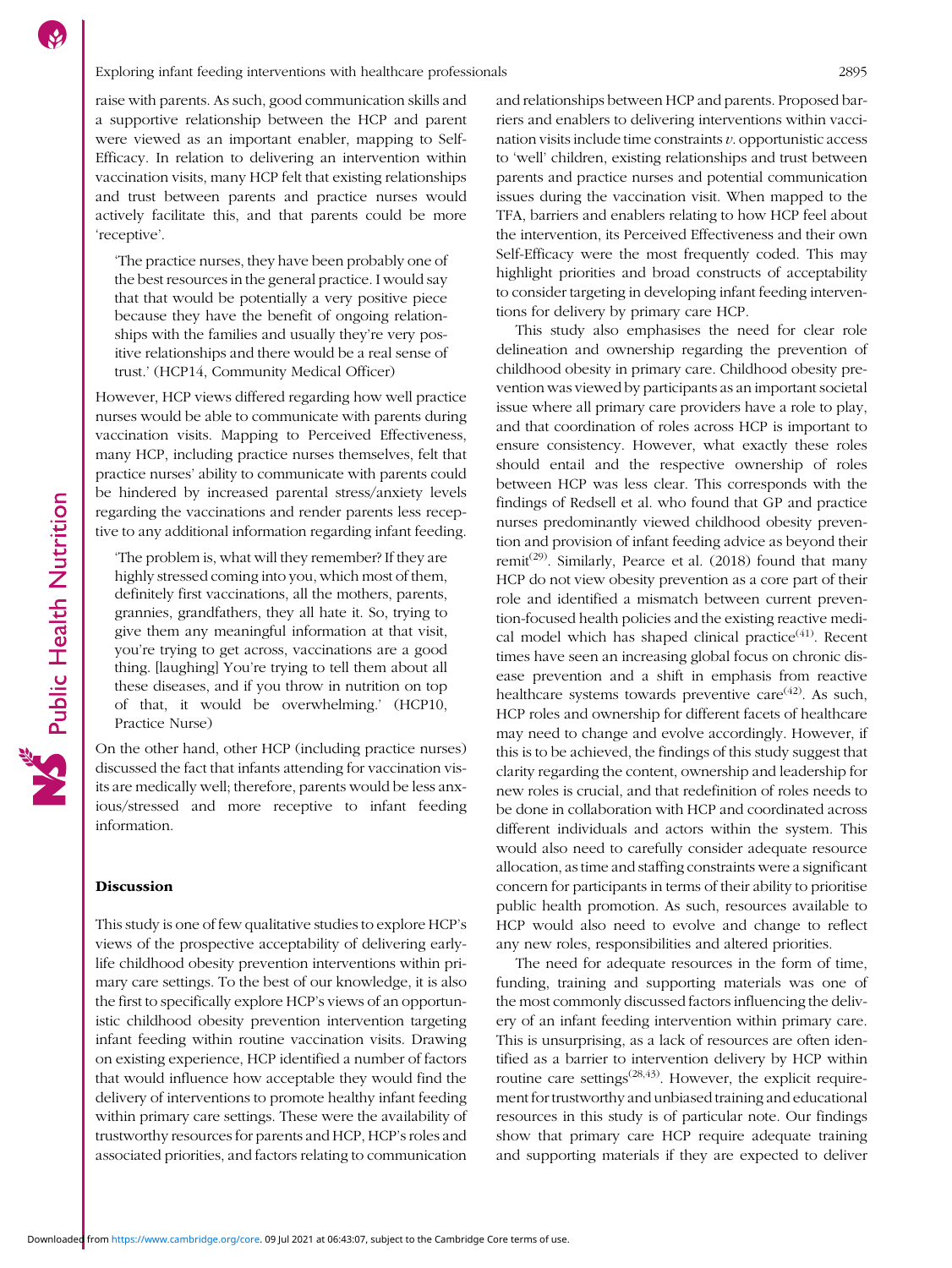raise with parents. As such, good communication skills and a supportive relationship between the HCP and parent were viewed as an important enabler, mapping to Self-Efficacy. In relation to delivering an intervention within vaccination visits, many HCP felt that existing relationships and trust between parents and practice nurses would actively facilitate this, and that parents could be more 'receptive'.

> 'The practice nurses, they have been probably one of the best resources in the general practice. I would say that that would be potentially a very positive piece because they have the benefit of ongoing relationships with the families and usually they're very positive relationships and there would be a real sense of trust.' (HCP14, Community Medical Officer)

However, HCP views differed regarding how well practice nurses would be able to communicate with parents during vaccination visits. Mapping to Perceived Effectiveness, many HCP, including practice nurses themselves, felt that practice nurses' ability to communicate with parents could be hindered by increased parental stress/anxiety levels regarding the vaccinations and render parents less receptive to any additional information regarding infant feeding.

> 'The problem is, what will they remember? If they are highly stressed coming into you, which most of them, definitely first vaccinations, all the mothers, parents, grannies, grandfathers, they all hate it. So, trying to give them any meaningful information at that visit, you're trying to get across, vaccinations are a good thing. [laughing] You're trying to tell them about all these diseases, and if you throw in nutrition on top of that, it would be overwhelming.' (HCP10, Practice Nurse)

On the other hand, other HCP (including practice nurses) discussed the fact that infants attending for vaccination visits are medically well; therefore, parents would be less anxious/stressed and more receptive to infant feeding information.

## Discussion

This study is one of few qualitative studies to explore HCP's views of the prospective acceptability of delivering early-life childhood obesity prevention interventions within primary care settings. To the best of our knowledge, it is also the first to specifically explore HCP's views of an opportunistic childhood obesity prevention intervention targeting infant feeding within routine vaccination visits. Drawing on existing experience, HCP identified a number of factors that would influence how acceptable they would find the delivery of interventions to promote healthy infant feeding within primary care settings. These were the availability of trustworthy resources for parents and HCP, HCP's roles and associated priorities, and factors relating to communication and relationships between HCP and parents. Proposed barriers and enablers to delivering interventions within vaccination visits include time constraints *v.* opportunistic access to 'well' children, existing relationships and trust between parents and practice nurses and potential communication issues during the vaccination visit. When mapped to the TFA, barriers and enablers relating to how HCP feel about the intervention, its Perceived Effectiveness and their own Self-Efficacy were the most frequently coded. This may highlight priorities and broad constructs of acceptability to consider targeting in developing infant feeding interventions for delivery by primary care HCP.

This study also emphasises the need for clear role delineation and ownership regarding the prevention of childhood obesity in primary care. Childhood obesity prevention was viewed by participants as an important societal issue where all primary care providers have a role to play, and that coordination of roles across HCP is important to ensure consistency. However, what exactly these roles should entail and the respective ownership of roles between HCP was less clear. This corresponds with the findings of Redsell et al. who found that GP and practice nurses predominantly viewed childhood obesity prevention and provision of infant feeding advice as beyond their remit[29]. Similarly, Pearce et al. (2018) found that many HCP do not view obesity prevention as a core part of their role and identified a mismatch between current prevention-focused health policies and the existing reactive medical model which has shaped clinical practice[41]. Recent times have seen an increasing global focus on chronic disease prevention and a shift in emphasis from reactive healthcare systems towards preventive care[42]. As such, HCP roles and ownership for different facets of healthcare may need to change and evolve accordingly. However, if this is to be achieved, the findings of this study suggest that clarity regarding the content, ownership and leadership for new roles is crucial, and that redefinition of roles needs to be done in collaboration with HCP and coordinated across different individuals and actors within the system. This would also need to carefully consider adequate resource allocation, as time and staffing constraints were a significant concern for participants in terms of their ability to prioritise public health promotion. As such, resources available to HCP would also need to evolve and change to reflect any new roles, responsibilities and altered priorities.

The need for adequate resources in the form of time, funding, training and supporting materials was one of the most commonly discussed factors influencing the delivery of an infant feeding intervention within primary care. This is unsurprising, as a lack of resources are often identified as a barrier to intervention delivery by HCP within routine care settings[28,43]. However, the explicit requirement for trustworthy and unbiased training and educational resources in this study is of particular note. Our findings show that primary care HCP require adequate training and supporting materials if they are expected to deliver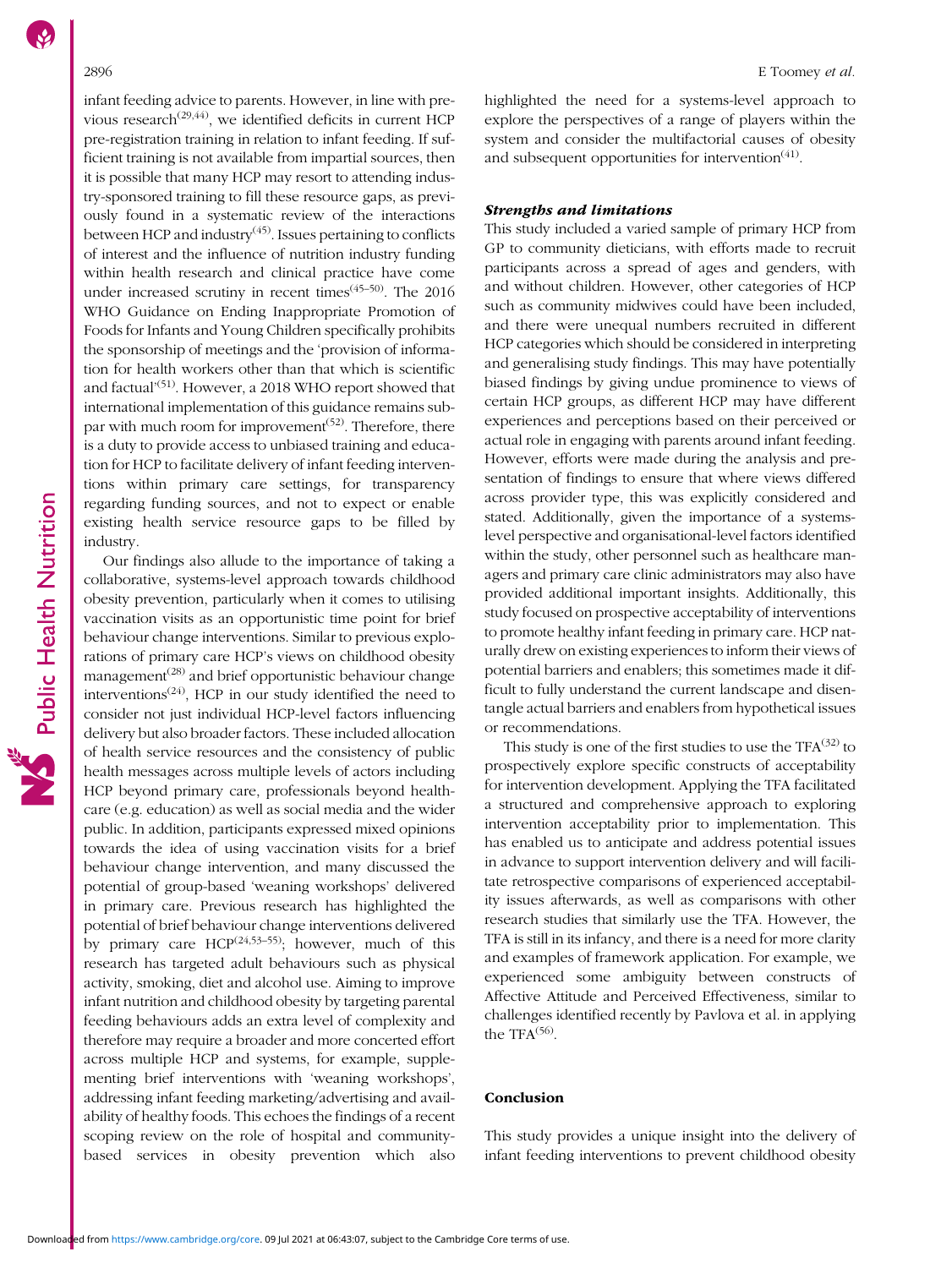infant feeding advice to parents. However, in line with previous research[29,44], we identified deficits in current HCP pre-registration training in relation to infant feeding. If sufficient training is not available from impartial sources, then it is possible that many HCP may resort to attending industry-sponsored training to fill these resource gaps, as previously found in a systematic review of the interactions between HCP and industry[45]. Issues pertaining to conflicts of interest and the influence of nutrition industry funding within health research and clinical practice have come under increased scrutiny in recent times[45–50]. The 2016 WHO Guidance on Ending Inappropriate Promotion of Foods for Infants and Young Children specifically prohibits the sponsorship of meetings and the 'provision of information for health workers other than that which is scientific and factual'[51]. However, a 2018 WHO report showed that international implementation of this guidance remains subpar with much room for improvement[52]. Therefore, there is a duty to provide access to unbiased training and education for HCP to facilitate delivery of infant feeding interventions within primary care settings, for transparency regarding funding sources, and not to expect or enable existing health service resource gaps to be filled by industry.

Our findings also allude to the importance of taking a collaborative, systems-level approach towards childhood obesity prevention, particularly when it comes to utilising vaccination visits as an opportunistic time point for brief behaviour change interventions. Similar to previous explorations of primary care HCP's views on childhood obesity management[28] and brief opportunistic behaviour change interventions[24], HCP in our study identified the need to consider not just individual HCP-level factors influencing delivery but also broader factors. These included allocation of health service resources and the consistency of public health messages across multiple levels of actors including HCP beyond primary care, professionals beyond healthcare (e.g. education) as well as social media and the wider public. In addition, participants expressed mixed opinions towards the idea of using vaccination visits for a brief behaviour change intervention, and many discussed the potential of group-based 'weaning workshops' delivered in primary care. Previous research has highlighted the potential of brief behaviour change interventions delivered by primary care HCP[24,53–55]; however, much of this research has targeted adult behaviours such as physical activity, smoking, diet and alcohol use. Aiming to improve infant nutrition and childhood obesity by targeting parental feeding behaviours adds an extra level of complexity and therefore may require a broader and more concerted effort across multiple HCP and systems, for example, supplementing brief interventions with 'weaning workshops', addressing infant feeding marketing/advertising and availability of healthy foods. This echoes the findings of a recent scoping review on the role of hospital and community-based services in obesity prevention which also highlighted the need for a systems-level approach to explore the perspectives of a range of players within the system and consider the multifactorial causes of obesity and subsequent opportunities for intervention[41].

### Strengths and limitations

This study included a varied sample of primary HCP from GP to community dieticians, with efforts made to recruit participants across a spread of ages and genders, with and without children. However, other categories of HCP such as community midwives could have been included, and there were unequal numbers recruited in different HCP categories which should be considered in interpreting and generalising study findings. This may have potentially biased findings by giving undue prominence to views of certain HCP groups, as different HCP may have different experiences and perceptions based on their perceived or actual role in engaging with parents around infant feeding. However, efforts were made during the analysis and presentation of findings to ensure that where views differed across provider type, this was explicitly considered and stated. Additionally, given the importance of a systems-level perspective and organisational-level factors identified within the study, other personnel such as healthcare managers and primary care clinic administrators may also have provided additional important insights. Additionally, this study focused on prospective acceptability of interventions to promote healthy infant feeding in primary care. HCP naturally drew on existing experiences to inform their views of potential barriers and enablers; this sometimes made it difficult to fully understand the current landscape and disentangle actual barriers and enablers from hypothetical issues or recommendations.

This study is one of the first studies to use the TFA[32] to prospectively explore specific constructs of acceptability for intervention development. Applying the TFA facilitated a structured and comprehensive approach to exploring intervention acceptability prior to implementation. This has enabled us to anticipate and address potential issues in advance to support intervention delivery and will facilitate retrospective comparisons of experienced acceptability issues afterwards, as well as comparisons with other research studies that similarly use the TFA. However, the TFA is still in its infancy, and there is a need for more clarity and examples of framework application. For example, we experienced some ambiguity between constructs of Affective Attitude and Perceived Effectiveness, similar to challenges identified recently by Pavlova et al. in applying the TFA[56].

## Conclusion

This study provides a unique insight into the delivery of infant feeding interventions to prevent childhood obesity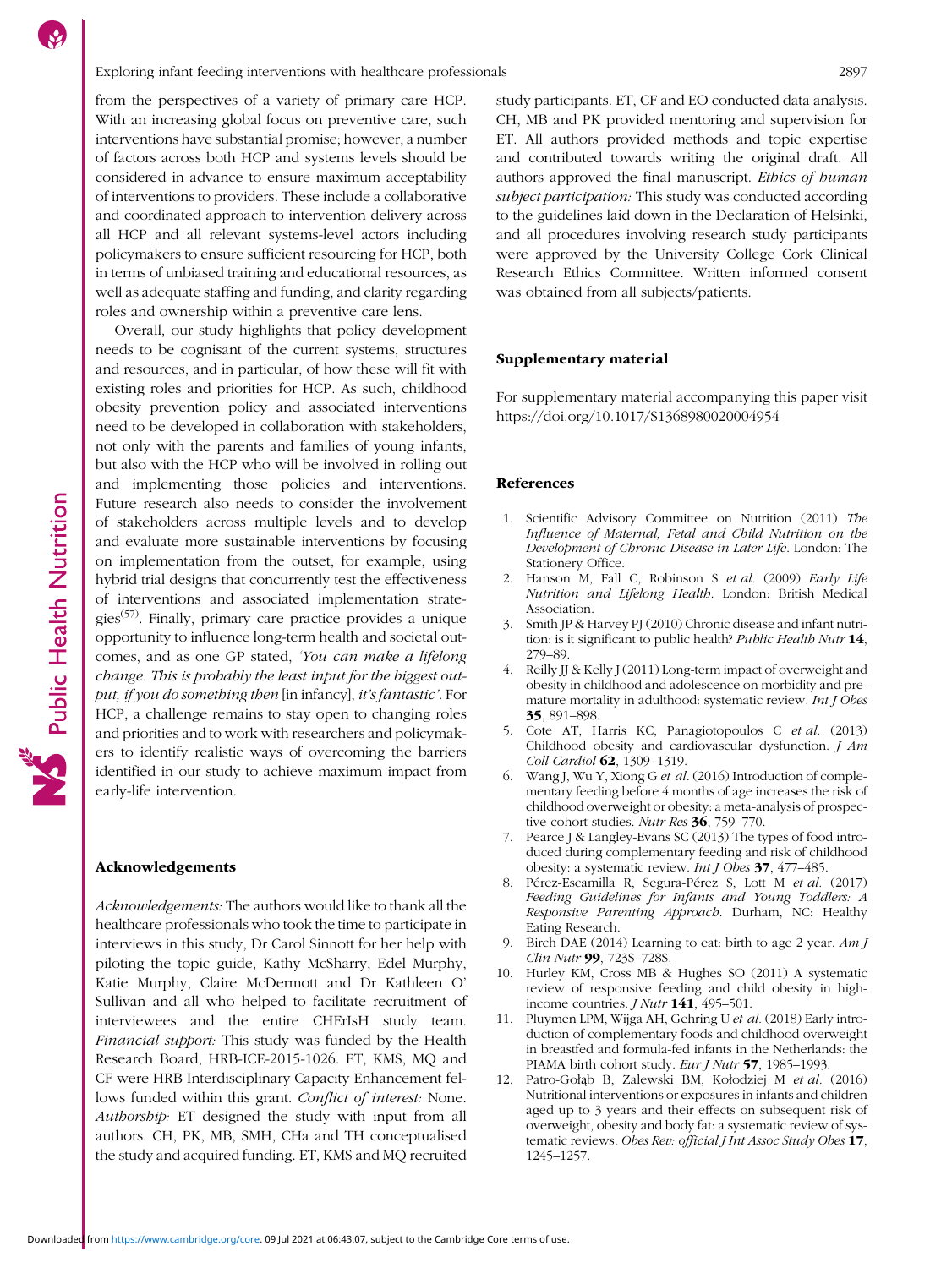from the perspectives of a variety of primary care HCP. With an increasing global focus on preventive care, such interventions have substantial promise; however, a number of factors across both HCP and systems levels should be considered in advance to ensure maximum acceptability of interventions to providers. These include a collaborative and coordinated approach to intervention delivery across all HCP and all relevant systems-level actors including policymakers to ensure sufficient resourcing for HCP, both in terms of unbiased training and educational resources, as well as adequate staffing and funding, and clarity regarding roles and ownership within a preventive care lens.

Overall, our study highlights that policy development needs to be cognisant of the current systems, structures and resources, and in particular, of how these will fit with existing roles and priorities for HCP. As such, childhood obesity prevention policy and associated interventions need to be developed in collaboration with stakeholders, not only with the parents and families of young infants, but also with the HCP who will be involved in rolling out and implementing those policies and interventions. Future research also needs to consider the involvement of stakeholders across multiple levels and to develop and evaluate more sustainable interventions by focusing on implementation from the outset, for example, using hybrid trial designs that concurrently test the effectiveness of interventions and associated implementation strategies[57]. Finally, primary care practice provides a unique opportunity to influence long-term health and societal outcomes, and as one GP stated, *'You can make a lifelong change. This is probably the least input for the biggest output, if you do something then* [in infancy], *it's fantastic'*. For HCP, a challenge remains to stay open to changing roles and priorities and to work with researchers and policymakers to identify realistic ways of overcoming the barriers identified in our study to achieve maximum impact from early-life intervention.

## Acknowledgements

*Acknowledgements:* The authors would like to thank all the healthcare professionals who took the time to participate in interviews in this study, Dr Carol Sinnott for her help with piloting the topic guide, Kathy McSharry, Edel Murphy, Katie Murphy, Claire McDermott and Dr Kathleen O' Sullivan and all who helped to facilitate recruitment of interviewees and the entire CHErIsH study team. *Financial support:* This study was funded by the Health Research Board, HRB-ICE-2015-1026. ET, KMS, MQ and CF were HRB Interdisciplinary Capacity Enhancement fellows funded within this grant. *Conflict of interest:* None. *Authorship:* ET designed the study with input from all authors. CH, PK, MB, SMH, CHa and TH conceptualised the study and acquired funding. ET, KMS and MQ recruited study participants. ET, CF and EO conducted data analysis. CH, MB and PK provided mentoring and supervision for ET. All authors provided methods and topic expertise and contributed towards writing the original draft. All authors approved the final manuscript. *Ethics of human subject participation:* This study was conducted according to the guidelines laid down in the Declaration of Helsinki, and all procedures involving research study participants were approved by the University College Cork Clinical Research Ethics Committee. Written informed consent was obtained from all subjects/patients.

## Supplementary material

For supplementary material accompanying this paper visit https://doi.org/10.1017/S1368980020004954

## References

1. Scientific Advisory Committee on Nutrition (2011) *The Influence of Maternal, Fetal and Child Nutrition on the Development of Chronic Disease in Later Life*. London: The Stationery Office.
2. Hanson M, Fall C, Robinson S *et al.* (2009) *Early Life Nutrition and Lifelong Health*. London: British Medical Association.
3. Smith JP & Harvey PJ (2010) Chronic disease and infant nutrition: is it significant to public health? *Public Health Nutr* **14**, 279–89.
4. Reilly JJ & Kelly J (2011) Long-term impact of overweight and obesity in childhood and adolescence on morbidity and premature mortality in adulthood: systematic review. *Int J Obes* **35**, 891–898.
5. Cote AT, Harris KC, Panagiotopoulos C *et al.* (2013) Childhood obesity and cardiovascular dysfunction. *J Am Coll Cardiol* **62**, 1309–1319.
6. Wang J, Wu Y, Xiong G *et al.* (2016) Introduction of complementary feeding before 4 months of age increases the risk of childhood overweight or obesity: a meta-analysis of prospective cohort studies. *Nutr Res* **36**, 759–770.
7. Pearce J & Langley-Evans SC (2013) The types of food introduced during complementary feeding and risk of childhood obesity: a systematic review. *Int J Obes* **37**, 477–485.
8. Pérez-Escamilla R, Segura-Pérez S, Lott M *et al.* (2017) *Feeding Guidelines for Infants and Young Toddlers: A Responsive Parenting Approach*. Durham, NC: Healthy Eating Research.
9. Birch DAE (2014) Learning to eat: birth to age 2 year. *Am J Clin Nutr* **99**, 723S–728S.
10. Hurley KM, Cross MB & Hughes SO (2011) A systematic review of responsive feeding and child obesity in high-income countries. *J Nutr* **141**, 495–501.
11. Pluymen LPM, Wijga AH, Gehring U *et al.* (2018) Early introduction of complementary foods and childhood overweight in breastfed and formula-fed infants in the Netherlands: the PIAMA birth cohort study. *Eur J Nutr* **57**, 1985–1993.
12. Patro-Gołąb B, Zalewski BM, Kołodziej M *et al.* (2016) Nutritional interventions or exposures in infants and children aged up to 3 years and their effects on subsequent risk of overweight, obesity and body fat: a systematic review of systematic reviews. *Obes Rev: official J Int Assoc Study Obes* **17**, 1245–1257.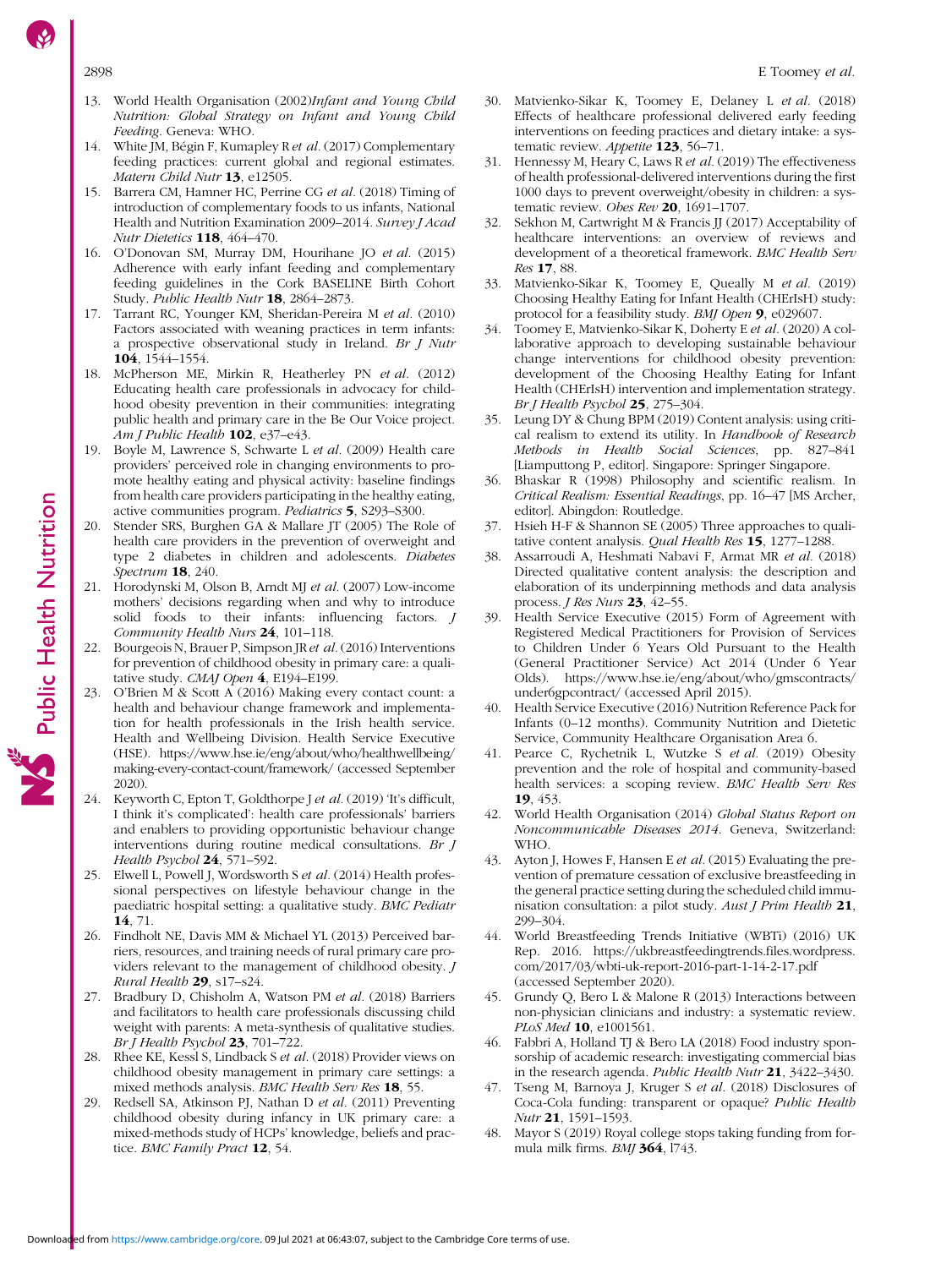13. World Health Organisation (2002)*Infant and Young Child Nutrition: Global Strategy on Infant and Young Child Feeding*. Geneva: WHO.
14. White JM, Bégin F, Kumapley R *et al.* (2017) Complementary feeding practices: current global and regional estimates. *Matern Child Nutr* **13**, e12505.
15. Barrera CM, Hamner HC, Perrine CG *et al.* (2018) Timing of introduction of complementary foods to us infants, National Health and Nutrition Examination 2009–2014. *Survey J Acad Nutr Dietetics* **118**, 464–470.
16. O'Donovan SM, Murray DM, Hourihane JO *et al.* (2015) Adherence with early infant feeding and complementary feeding guidelines in the Cork BASELINE Birth Cohort Study. *Public Health Nutr* **18**, 2864–2873.
17. Tarrant RC, Younger KM, Sheridan-Pereira M *et al.* (2010) Factors associated with weaning practices in term infants: a prospective observational study in Ireland. *Br J Nutr* **104**, 1544–1554.
18. McPherson ME, Mirkin R, Heatherley PN *et al.* (2012) Educating health care professionals in advocacy for childhood obesity prevention in their communities: integrating public health and primary care in the Be Our Voice project. *Am J Public Health* **102**, e37–e43.
19. Boyle M, Lawrence S, Schwarte L *et al.* (2009) Health care providers' perceived role in changing environments to promote healthy eating and physical activity: baseline findings from health care providers participating in the healthy eating, active communities program. *Pediatrics* **5**, S293–S300.
20. Stender SRS, Burghen GA & Mallare JT (2005) The Role of health care providers in the prevention of overweight and type 2 diabetes in children and adolescents. *Diabetes Spectrum* **18**, 240.
21. Horodynski M, Olson B, Arndt MJ *et al.* (2007) Low-income mothers' decisions regarding when and why to introduce solid foods to their infants: influencing factors. *J Community Health Nurs* **24**, 101–118.
22. Bourgeois N, Brauer P, Simpson JR *et al.* (2016) Interventions for prevention of childhood obesity in primary care: a qualitative study. *CMAJ Open* **4**, E194–E199.
23. O'Brien M & Scott A (2016) Making every contact count: a health and behaviour change framework and implementation for health professionals in the Irish health service. Health and Wellbeing Division. Health Service Executive (HSE). https://www.hse.ie/eng/about/who/healthwellbeing/making-every-contact-count/framework/ (accessed September 2020).
24. Keyworth C, Epton T, Goldthorpe J *et al.* (2019) 'It's difficult, I think it's complicated': health care professionals' barriers and enablers to providing opportunistic behaviour change interventions during routine medical consultations. *Br J Health Psychol* **24**, 571–592.
25. Elwell L, Powell J, Wordsworth S *et al.* (2014) Health professional perspectives on lifestyle behaviour change in the paediatric hospital setting: a qualitative study. *BMC Pediatr* **14**, 71.
26. Findholt NE, Davis MM & Michael YL (2013) Perceived barriers, resources, and training needs of rural primary care providers relevant to the management of childhood obesity. *J Rural Health* **29**, s17–s24.
27. Bradbury D, Chisholm A, Watson PM *et al.* (2018) Barriers and facilitators to health care professionals discussing child weight with parents: A meta-synthesis of qualitative studies. *Br J Health Psychol* **23**, 701–722.
28. Rhee KE, Kessl S, Lindback S *et al.* (2018) Provider views on childhood obesity management in primary care settings: a mixed methods analysis. *BMC Health Serv Res* **18**, 55.
29. Redsell SA, Atkinson PJ, Nathan D *et al.* (2011) Preventing childhood obesity during infancy in UK primary care: a mixed-methods study of HCPs' knowledge, beliefs and practice. *BMC Family Pract* **12**, 54.
30. Matvienko-Sikar K, Toomey E, Delaney L *et al.* (2018) Effects of healthcare professional delivered early feeding interventions on feeding practices and dietary intake: a systematic review. *Appetite* **123**, 56–71.
31. Hennessy M, Heary C, Laws R *et al.* (2019) The effectiveness of health professional-delivered interventions during the first 1000 days to prevent overweight/obesity in children: a systematic review. *Obes Rev* **20**, 1691–1707.
32. Sekhon M, Cartwright M & Francis JJ (2017) Acceptability of healthcare interventions: an overview of reviews and development of a theoretical framework. *BMC Health Serv Res* **17**, 88.
33. Matvienko-Sikar K, Toomey E, Queally M *et al.* (2019) Choosing Healthy Eating for Infant Health (CHErIsH) study: protocol for a feasibility study. *BMJ Open* **9**, e029607.
34. Toomey E, Matvienko-Sikar K, Doherty E *et al.* (2020) A collaborative approach to developing sustainable behaviour change interventions for childhood obesity prevention: development of the Choosing Healthy Eating for Infant Health (CHErIsH) intervention and implementation strategy. *Br J Health Psychol* **25**, 275–304.
35. Leung DY & Chung BPM (2019) Content analysis: using critical realism to extend its utility. In *Handbook of Research Methods in Health Social Sciences*, pp. 827–841 [Liamputtong P, editor]. Singapore: Springer Singapore.
36. Bhaskar R (1998) Philosophy and scientific realism. In *Critical Realism: Essential Readings*, pp. 16–47 [MS Archer, editor]. Abingdon: Routledge.
37. Hsieh H-F & Shannon SE (2005) Three approaches to qualitative content analysis. *Qual Health Res* **15**, 1277–1288.
38. Assarroudi A, Heshmati Nabavi F, Armat MR *et al.* (2018) Directed qualitative content analysis: the description and elaboration of its underpinning methods and data analysis process. *J Res Nurs* **23**, 42–55.
39. Health Service Executive (2015) Form of Agreement with Registered Medical Practitioners for Provision of Services to Children Under 6 Years Old Pursuant to the Health (General Practitioner Service) Act 2014 (Under 6 Year Olds). https://www.hse.ie/eng/about/who/gmscontracts/under6gpcontract/ (accessed April 2015).
40. Health Service Executive (2016) Nutrition Reference Pack for Infants (0–12 months). Community Nutrition and Dietetic Service, Community Healthcare Organisation Area 6.
41. Pearce C, Rychetnik L, Wutzke S *et al.* (2019) Obesity prevention and the role of hospital and community-based health services: a scoping review. *BMC Health Serv Res* **19**, 453.
42. World Health Organisation (2014) *Global Status Report on Noncommunicable Diseases 2014*. Geneva, Switzerland: WHO.
43. Ayton J, Howes F, Hansen E *et al.* (2015) Evaluating the prevention of premature cessation of exclusive breastfeeding in the general practice setting during the scheduled child immunisation consultation: a pilot study. *Aust J Prim Health* **21**, 299–304.
44. World Breastfeeding Trends Initiative (WBTi) (2016) UK Rep. 2016. https://ukbreastfeedingtrends.files.wordpress.com/2017/03/wbti-uk-report-2016-part-1-14-2-17.pdf (accessed September 2020).
45. Grundy Q, Bero L & Malone R (2013) Interactions between non-physician clinicians and industry: a systematic review. *PLoS Med* **10**, e1001561.
46. Fabbri A, Holland TJ & Bero LA (2018) Food industry sponsorship of academic research: investigating commercial bias in the research agenda. *Public Health Nutr* **21**, 3422–3430.
47. Tseng M, Barnoya J, Kruger S *et al.* (2018) Disclosures of Coca-Cola funding: transparent or opaque? *Public Health Nutr* **21**, 1591–1593.
48. Mayor S (2019) Royal college stops taking funding from formula milk firms. *BMJ* **364**, l743.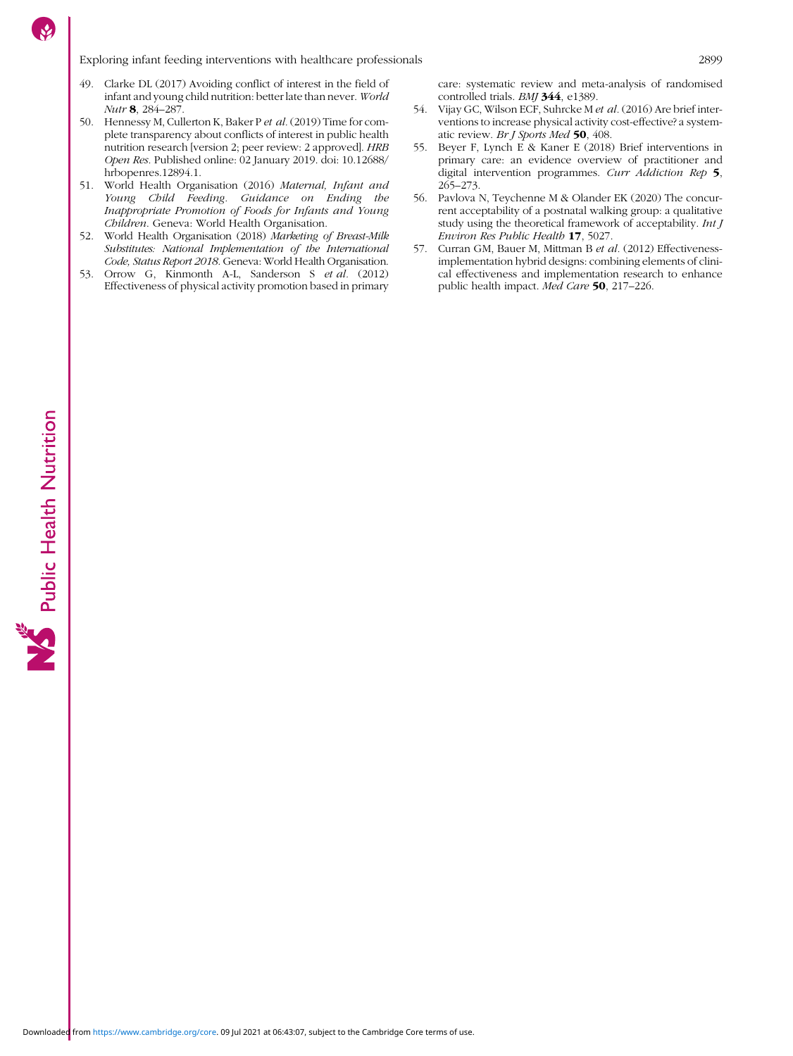49. Clarke DL (2017) Avoiding conflict of interest in the field of infant and young child nutrition: better late than never. *World Nutr* **8**, 284–287.
50. Hennessy M, Cullerton K, Baker P *et al.* (2019) Time for complete transparency about conflicts of interest in public health nutrition research [version 2; peer review: 2 approved]. *HRB Open Res*. Published online: 02 January 2019. doi: 10.12688/hrbopenres.12894.1.
51. World Health Organisation (2016) *Maternal, Infant and Young Child Feeding. Guidance on Ending the Inappropriate Promotion of Foods for Infants and Young Children*. Geneva: World Health Organisation.
52. World Health Organisation (2018) *Marketing of Breast-Milk Substitutes: National Implementation of the International Code, Status Report 2018*. Geneva: World Health Organisation.
53. Orrow G, Kinmonth A-L, Sanderson S *et al.* (2012) Effectiveness of physical activity promotion based in primary care: systematic review and meta-analysis of randomised controlled trials. *BMJ* **344**, e1389.
54. Vijay GC, Wilson ECF, Suhrcke M *et al.* (2016) Are brief interventions to increase physical activity cost-effective? a systematic review. *Br J Sports Med* **50**, 408.
55. Beyer F, Lynch E & Kaner E (2018) Brief interventions in primary care: an evidence overview of practitioner and digital intervention programmes. *Curr Addiction Rep* **5**, 265–273.
56. Pavlova N, Teychenne M & Olander EK (2020) The concurrent acceptability of a postnatal walking group: a qualitative study using the theoretical framework of acceptability. *Int J Environ Res Public Health* **17**, 5027.
57. Curran GM, Bauer M, Mittman B *et al.* (2012) Effectiveness-implementation hybrid designs: combining elements of clinical effectiveness and implementation research to enhance public health impact. *Med Care* **50**, 217–226.